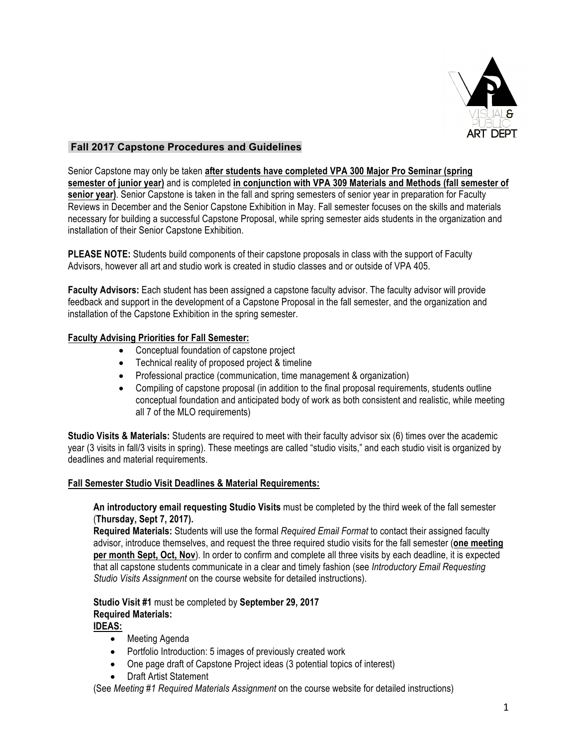## Fall 2017 Capstone Procedures and Guidelines

Senior Capstone may only be taken **after students have completed VPA 300 Major Pro Seminar (spring semester of junior year)** and is completed **in conjunction with VPA 309 Materials and Methods (fall semester of senior year)**. Senior Capstone is taken in the fall and spring semesters of senior year in preparation for Faculty Reviews in December and the Senior Capstone Exhibition in May. Fall semester focuses on the skills and materials necessary for building a successful Capstone Proposal, while spring semester aids students in the organization and installation of their Senior Capstone Exhibition.

**PLEASE NOTE:** Students build components of their capstone proposals in class with the support of Faculty Advisors, however all art and studio work is created in studio classes and or outside of VPA 405.

**Faculty Advisors:** Each student has been assigned a capstone faculty advisor. The faculty advisor will provide feedback and support in the development of a Capstone Proposal in the fall semester, and the organization and installation of the Capstone Exhibition in the spring semester.

**Faculty Advising Priorities for Fall Semester:**

- Conceptual foundation of capstone project
- Technical reality of proposed project & timeline
- Professional practice (communication, time management & organization)
- Compiling of capstone proposal (in addition to the final proposal requirements, students outline conceptual foundation and anticipated body of work as both consistent and realistic, while meeting all 7 of the MLO requirements)

**Studio Visits & Materials:** Students are required to meet with their faculty advisor six (6) times over the academic year (3 visits in fall/3 visits in spring). These meetings are called "studio visits," and each studio visit is organized by deadlines and material requirements.

**Fall Semester Studio Visit Deadlines & Material Requirements:**

**An introductory email requesting Studio Visits** must be completed by the third week of the fall semester (**Thursday, Sept 7, 2017).**
**Required Materials:** Students will use the formal *Required Email Format* to contact their assigned faculty advisor, introduce themselves, and request the three required studio visits for the fall semester (**one meeting per month Sept, Oct, Nov**). In order to confirm and complete all three visits by each deadline, it is expected that all capstone students communicate in a clear and timely fashion (see *Introductory Email Requesting Studio Visits Assignment* on the course website for detailed instructions).

**Studio Visit #1** must be completed by **September 29, 2017**
**Required Materials:**
**IDEAS:**

- Meeting Agenda
- Portfolio Introduction: 5 images of previously created work
- One page draft of Capstone Project ideas (3 potential topics of interest)
- Draft Artist Statement

(See *Meeting #1 Required Materials Assignment* on the course website for detailed instructions)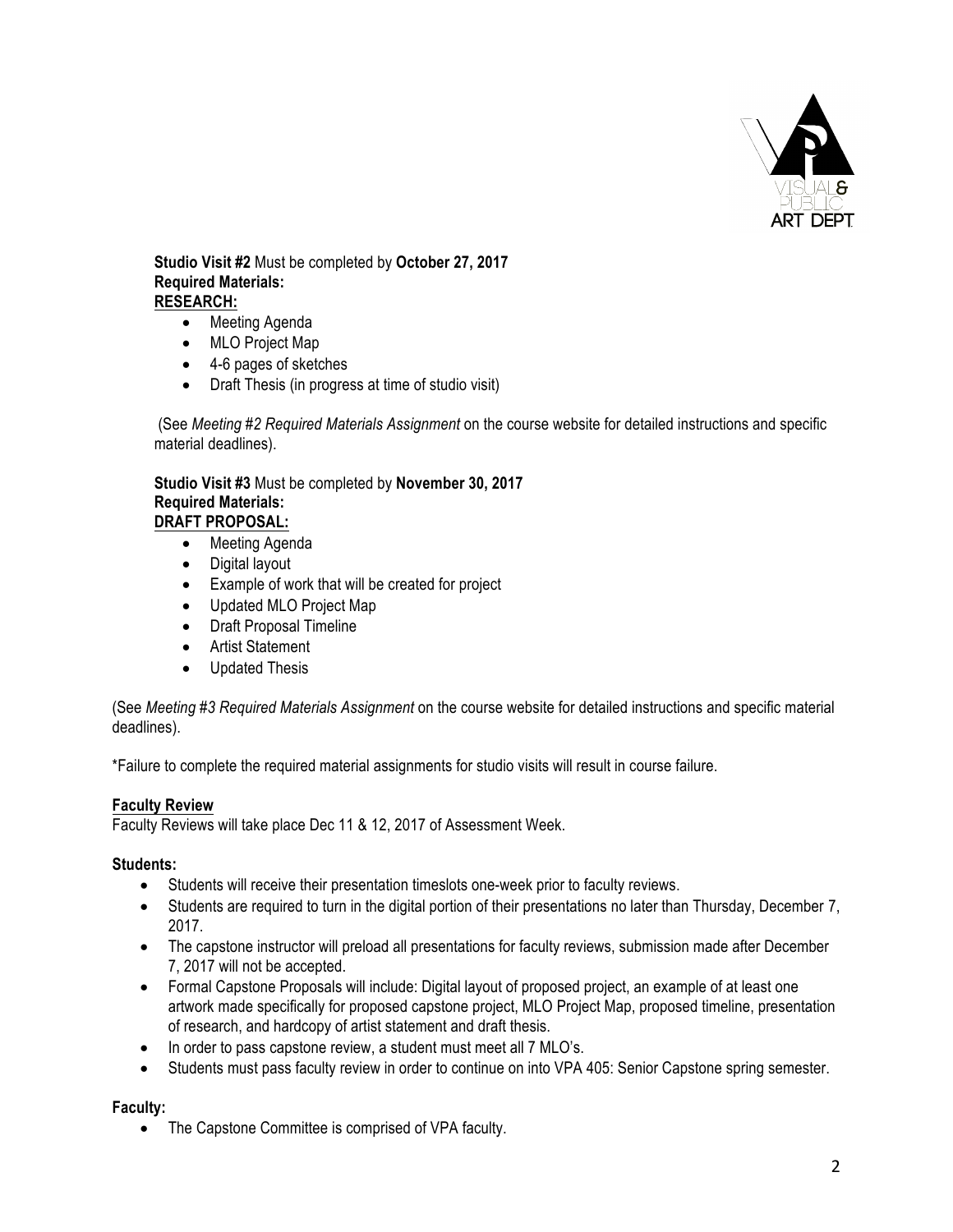**Studio Visit #2** Must be completed by **October 27, 2017**
**Required Materials:**
**RESEARCH:**

- Meeting Agenda
- MLO Project Map
- 4-6 pages of sketches
- Draft Thesis (in progress at time of studio visit)

(See *Meeting #2 Required Materials Assignment* on the course website for detailed instructions and specific material deadlines).

**Studio Visit #3** Must be completed by **November 30, 2017**
**Required Materials:**
**DRAFT PROPOSAL:**

- Meeting Agenda
- Digital layout
- Example of work that will be created for project
- Updated MLO Project Map
- Draft Proposal Timeline
- Artist Statement
- Updated Thesis

(See *Meeting #3 Required Materials Assignment* on the course website for detailed instructions and specific material deadlines).

*Failure to complete the required material assignments for studio visits will result in course failure.

**Faculty Review**

Faculty Reviews will take place Dec 11 & 12, 2017 of Assessment Week.

**Students:**

- Students will receive their presentation timeslots one-week prior to faculty reviews.
- Students are required to turn in the digital portion of their presentations no later than Thursday, December 7, 2017.
- The capstone instructor will preload all presentations for faculty reviews, submission made after December 7, 2017 will not be accepted.
- Formal Capstone Proposals will include: Digital layout of proposed project, an example of at least one artwork made specifically for proposed capstone project, MLO Project Map, proposed timeline, presentation of research, and hardcopy of artist statement and draft thesis.
- In order to pass capstone review, a student must meet all 7 MLO's.
- Students must pass faculty review in order to continue on into VPA 405: Senior Capstone spring semester.

**Faculty:**

- The Capstone Committee is comprised of VPA faculty.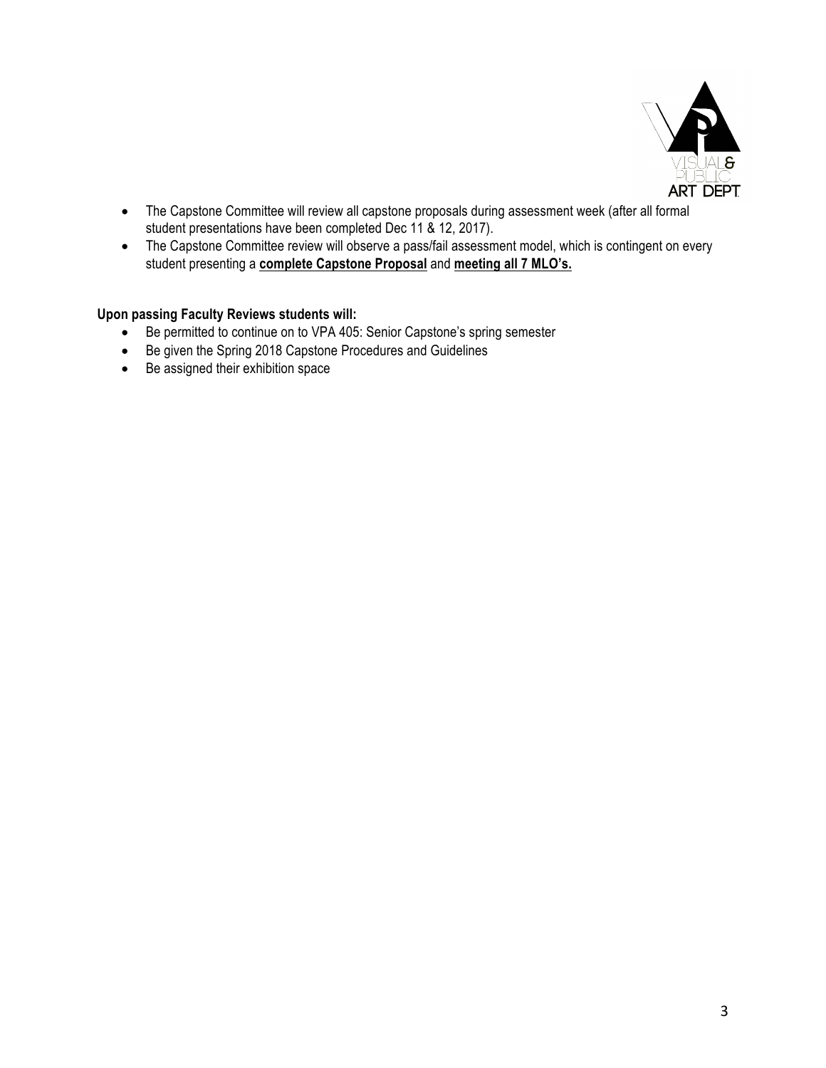- The Capstone Committee will review all capstone proposals during assessment week (after all formal student presentations have been completed Dec 11 & 12, 2017).
- The Capstone Committee review will observe a pass/fail assessment model, which is contingent on every student presenting a **complete Capstone Proposal** and **meeting all 7 MLO's.**

**Upon passing Faculty Reviews students will:**

- Be permitted to continue on to VPA 405: Senior Capstone's spring semester
- Be given the Spring 2018 Capstone Procedures and Guidelines
- Be assigned their exhibition space